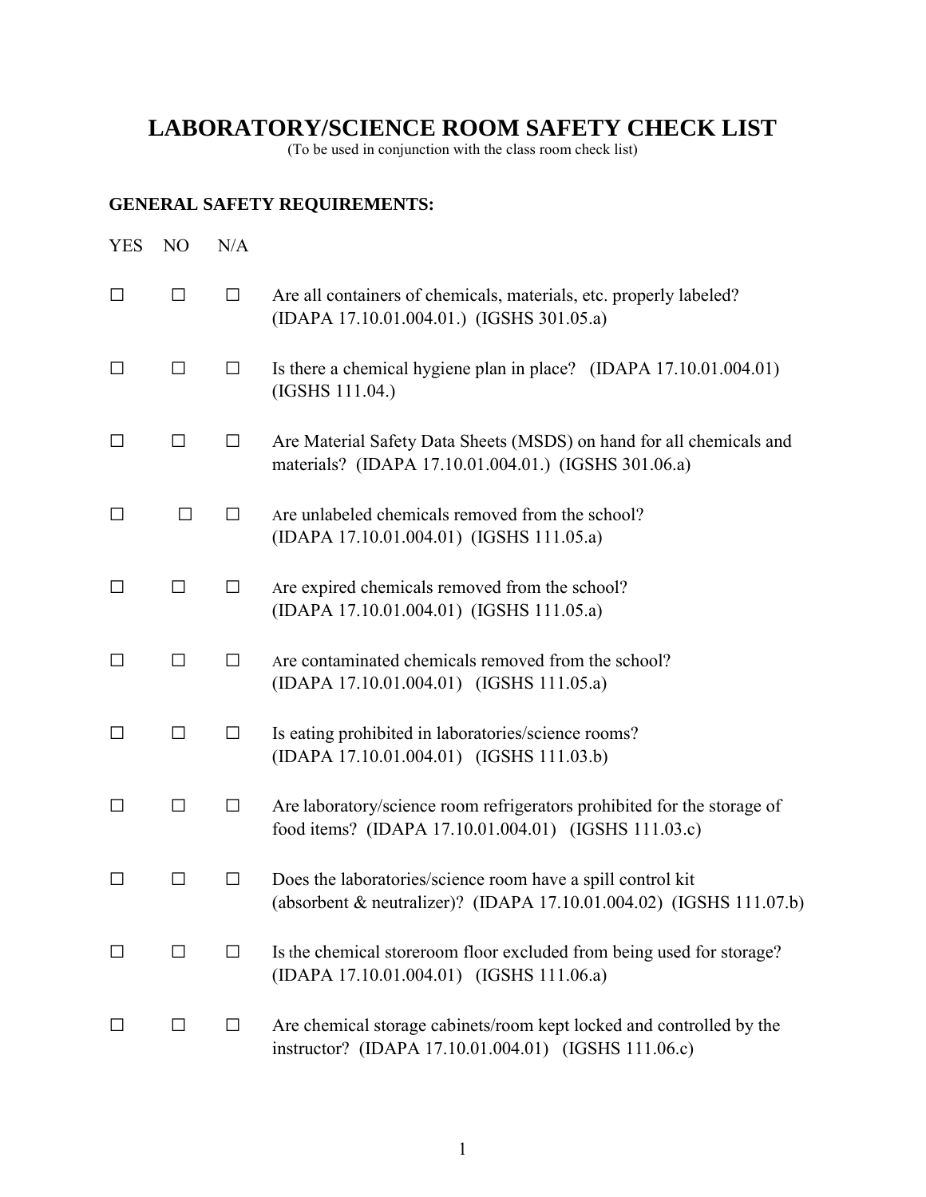# LABORATORY/SCIENCE ROOM SAFETY CHECK LIST

(To be used in conjunction with the class room check list)

## GENERAL SAFETY REQUIREMENTS:

| YES | NO | N/A | |
|---|---|---|---|
| ☐ | ☐ | ☐ | Are all containers of chemicals, materials, etc. properly labeled? (IDAPA 17.10.01.004.01.) (IGSHS 301.05.a) |
| ☐ | ☐ | ☐ | Is there a chemical hygiene plan in place? (IDAPA 17.10.01.004.01) (IGSHS 111.04.) |
| ☐ | ☐ | ☐ | Are Material Safety Data Sheets (MSDS) on hand for all chemicals and materials? (IDAPA 17.10.01.004.01.) (IGSHS 301.06.a) |
| ☐ | ☐ | ☐ | Are unlabeled chemicals removed from the school? (IDAPA 17.10.01.004.01) (IGSHS 111.05.a) |
| ☐ | ☐ | ☐ | Are expired chemicals removed from the school? (IDAPA 17.10.01.004.01) (IGSHS 111.05.a) |
| ☐ | ☐ | ☐ | Are contaminated chemicals removed from the school? (IDAPA 17.10.01.004.01) (IGSHS 111.05.a) |
| ☐ | ☐ | ☐ | Is eating prohibited in laboratories/science rooms? (IDAPA 17.10.01.004.01) (IGSHS 111.03.b) |
| ☐ | ☐ | ☐ | Are laboratory/science room refrigerators prohibited for the storage of food items? (IDAPA 17.10.01.004.01) (IGSHS 111.03.c) |
| ☐ | ☐ | ☐ | Does the laboratories/science room have a spill control kit (absorbent & neutralizer)? (IDAPA 17.10.01.004.02) (IGSHS 111.07.b) |
| ☐ | ☐ | ☐ | Is the chemical storeroom floor excluded from being used for storage? (IDAPA 17.10.01.004.01) (IGSHS 111.06.a) |
| ☐ | ☐ | ☐ | Are chemical storage cabinets/room kept locked and controlled by the instructor? (IDAPA 17.10.01.004.01) (IGSHS 111.06.c) |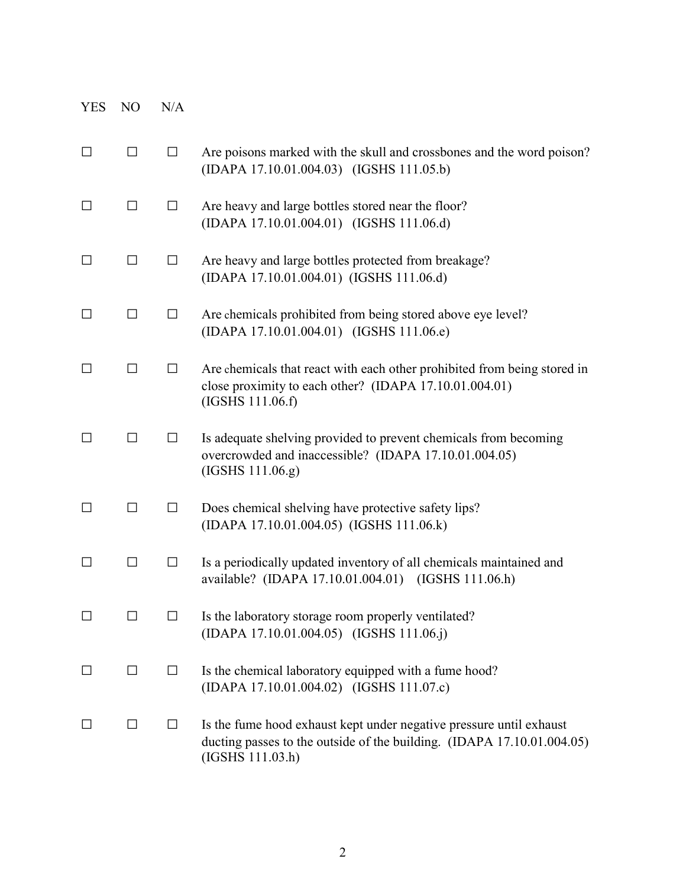| YES | NO | N/A | |
|---|---|---|---|
| ☐ | ☐ | ☐ | Are poisons marked with the skull and crossbones and the word poison? (IDAPA 17.10.01.004.03) (IGSHS 111.05.b) |
| ☐ | ☐ | ☐ | Are heavy and large bottles stored near the floor? (IDAPA 17.10.01.004.01) (IGSHS 111.06.d) |
| ☐ | ☐ | ☐ | Are heavy and large bottles protected from breakage? (IDAPA 17.10.01.004.01) (IGSHS 111.06.d) |
| ☐ | ☐ | ☐ | Are chemicals prohibited from being stored above eye level? (IDAPA 17.10.01.004.01) (IGSHS 111.06.e) |
| ☐ | ☐ | ☐ | Are chemicals that react with each other prohibited from being stored in close proximity to each other? (IDAPA 17.10.01.004.01) (IGSHS 111.06.f) |
| ☐ | ☐ | ☐ | Is adequate shelving provided to prevent chemicals from becoming overcrowded and inaccessible? (IDAPA 17.10.01.004.05) (IGSHS 111.06.g) |
| ☐ | ☐ | ☐ | Does chemical shelving have protective safety lips? (IDAPA 17.10.01.004.05) (IGSHS 111.06.k) |
| ☐ | ☐ | ☐ | Is a periodically updated inventory of all chemicals maintained and available? (IDAPA 17.10.01.004.01) (IGSHS 111.06.h) |
| ☐ | ☐ | ☐ | Is the laboratory storage room properly ventilated? (IDAPA 17.10.01.004.05) (IGSHS 111.06.j) |
| ☐ | ☐ | ☐ | Is the chemical laboratory equipped with a fume hood? (IDAPA 17.10.01.004.02) (IGSHS 111.07.c) |
| ☐ | ☐ | ☐ | Is the fume hood exhaust kept under negative pressure until exhaust ducting passes to the outside of the building. (IDAPA 17.10.01.004.05) (IGSHS 111.03.h) |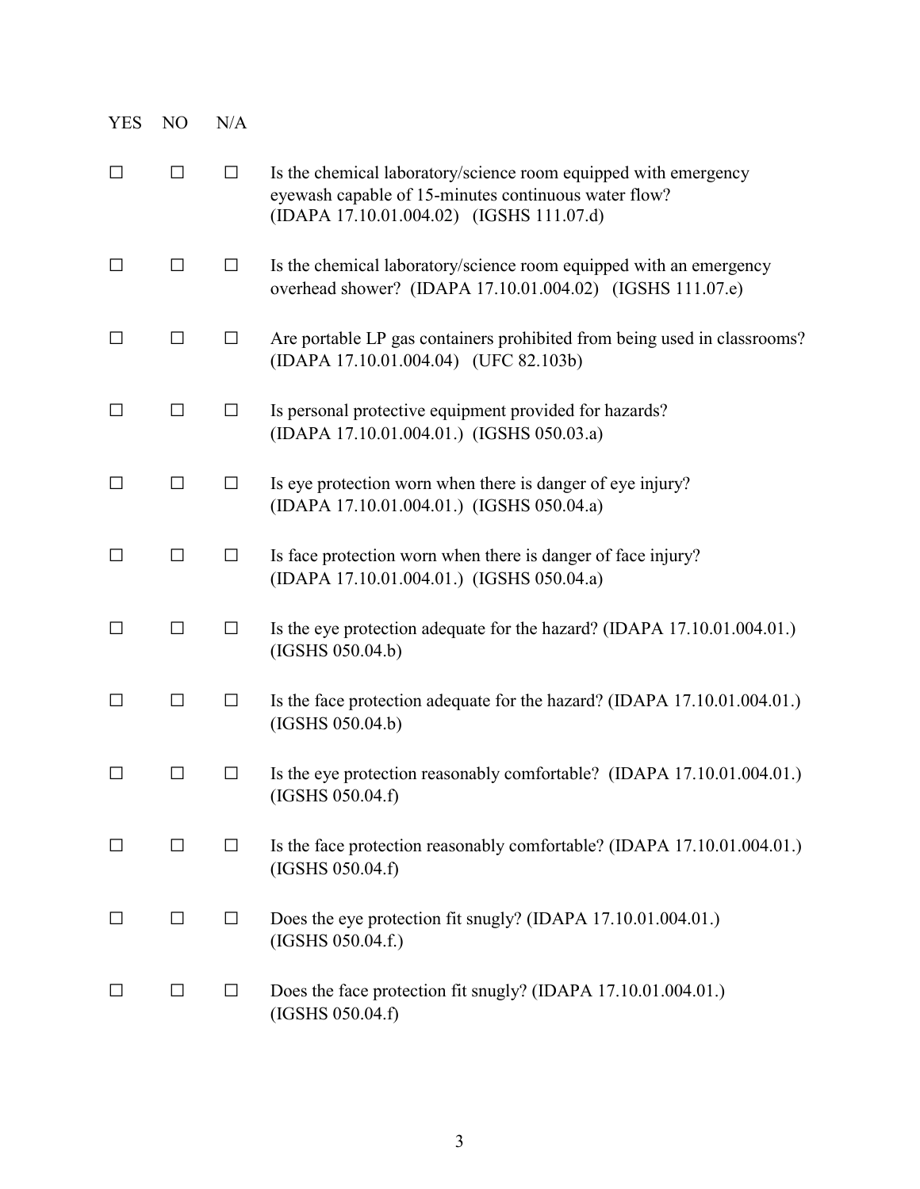| YES | NO | N/A | |
|---|---|---|---|
| ☐ | ☐ | ☐ | Is the chemical laboratory/science room equipped with emergency eyewash capable of 15-minutes continuous water flow? (IDAPA 17.10.01.004.02) (IGSHS 111.07.d) |
| ☐ | ☐ | ☐ | Is the chemical laboratory/science room equipped with an emergency overhead shower? (IDAPA 17.10.01.004.02) (IGSHS 111.07.e) |
| ☐ | ☐ | ☐ | Are portable LP gas containers prohibited from being used in classrooms? (IDAPA 17.10.01.004.04) (UFC 82.103b) |
| ☐ | ☐ | ☐ | Is personal protective equipment provided for hazards? (IDAPA 17.10.01.004.01.) (IGSHS 050.03.a) |
| ☐ | ☐ | ☐ | Is eye protection worn when there is danger of eye injury? (IDAPA 17.10.01.004.01.) (IGSHS 050.04.a) |
| ☐ | ☐ | ☐ | Is face protection worn when there is danger of face injury? (IDAPA 17.10.01.004.01.) (IGSHS 050.04.a) |
| ☐ | ☐ | ☐ | Is the eye protection adequate for the hazard? (IDAPA 17.10.01.004.01.) (IGSHS 050.04.b) |
| ☐ | ☐ | ☐ | Is the face protection adequate for the hazard? (IDAPA 17.10.01.004.01.) (IGSHS 050.04.b) |
| ☐ | ☐ | ☐ | Is the eye protection reasonably comfortable? (IDAPA 17.10.01.004.01.) (IGSHS 050.04.f) |
| ☐ | ☐ | ☐ | Is the face protection reasonably comfortable? (IDAPA 17.10.01.004.01.) (IGSHS 050.04.f) |
| ☐ | ☐ | ☐ | Does the eye protection fit snugly? (IDAPA 17.10.01.004.01.) (IGSHS 050.04.f.) |
| ☐ | ☐ | ☐ | Does the face protection fit snugly? (IDAPA 17.10.01.004.01.) (IGSHS 050.04.f) |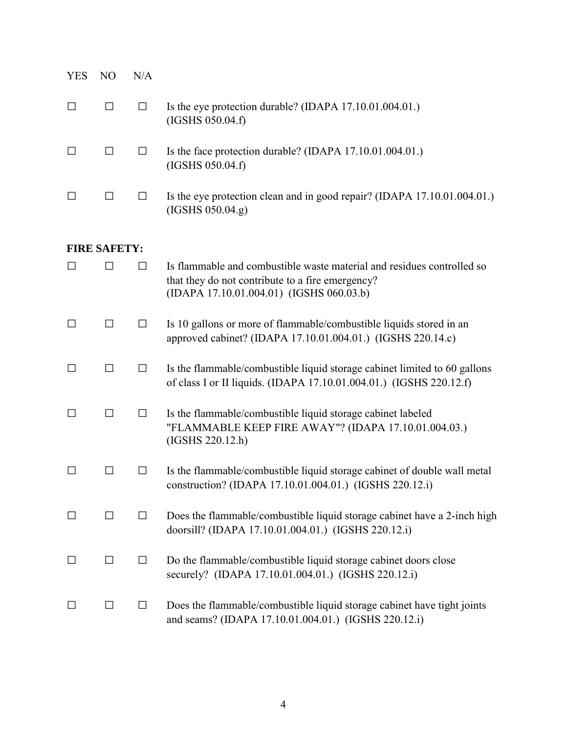| YES | NO | N/A | |
|---|---|---|---|
| ☐ | ☐ | ☐ | Is the eye protection durable? (IDAPA 17.10.01.004.01.) (IGSHS 050.04.f) |
| ☐ | ☐ | ☐ | Is the face protection durable? (IDAPA 17.10.01.004.01.) (IGSHS 050.04.f) |
| ☐ | ☐ | ☐ | Is the eye protection clean and in good repair? (IDAPA 17.10.01.004.01.) (IGSHS 050.04.g) |

**FIRE SAFETY:**

| YES | NO | N/A | |
|---|---|---|---|
| ☐ | ☐ | ☐ | Is flammable and combustible waste material and residues controlled so that they do not contribute to a fire emergency? (IDAPA 17.10.01.004.01) (IGSHS 060.03.b) |
| ☐ | ☐ | ☐ | Is 10 gallons or more of flammable/combustible liquids stored in an approved cabinet? (IDAPA 17.10.01.004.01.) (IGSHS 220.14.c) |
| ☐ | ☐ | ☐ | Is the flammable/combustible liquid storage cabinet limited to 60 gallons of class I or II liquids. (IDAPA 17.10.01.004.01.) (IGSHS 220.12.f) |
| ☐ | ☐ | ☐ | Is the flammable/combustible liquid storage cabinet labeled "FLAMMABLE KEEP FIRE AWAY"? (IDAPA 17.10.01.004.03.) (IGSHS 220.12.h) |
| ☐ | ☐ | ☐ | Is the flammable/combustible liquid storage cabinet of double wall metal construction? (IDAPA 17.10.01.004.01.) (IGSHS 220.12.i) |
| ☐ | ☐ | ☐ | Does the flammable/combustible liquid storage cabinet have a 2-inch high doorsill? (IDAPA 17.10.01.004.01.) (IGSHS 220.12.i) |
| ☐ | ☐ | ☐ | Do the flammable/combustible liquid storage cabinet doors close securely? (IDAPA 17.10.01.004.01.) (IGSHS 220.12.i) |
| ☐ | ☐ | ☐ | Does the flammable/combustible liquid storage cabinet have tight joints and seams? (IDAPA 17.10.01.004.01.) (IGSHS 220.12.i) |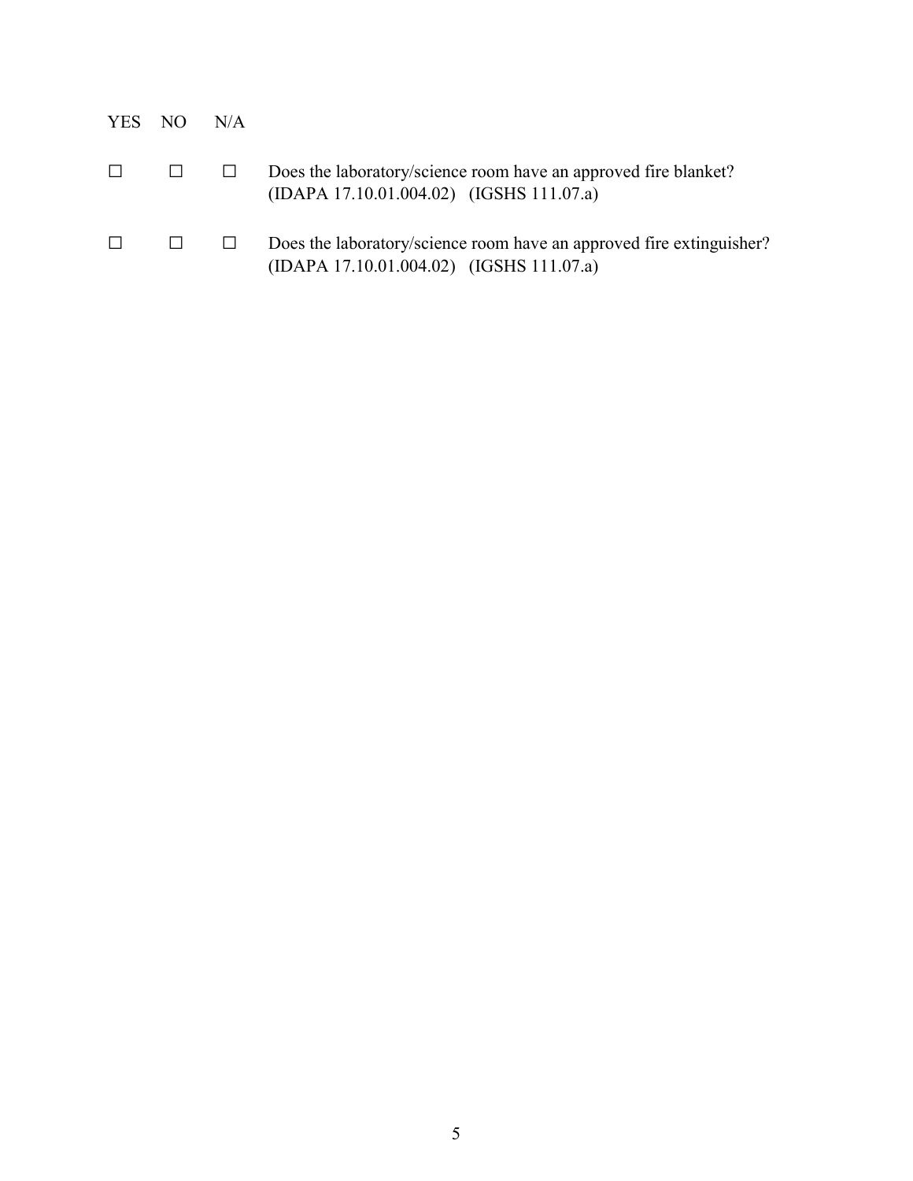| YES | NO | N/A | |
|---|---|---|---|
| ☐ | ☐ | ☐ | Does the laboratory/science room have an approved fire blanket? (IDAPA 17.10.01.004.02) (IGSHS 111.07.a) |
| ☐ | ☐ | ☐ | Does the laboratory/science room have an approved fire extinguisher? (IDAPA 17.10.01.004.02) (IGSHS 111.07.a) |